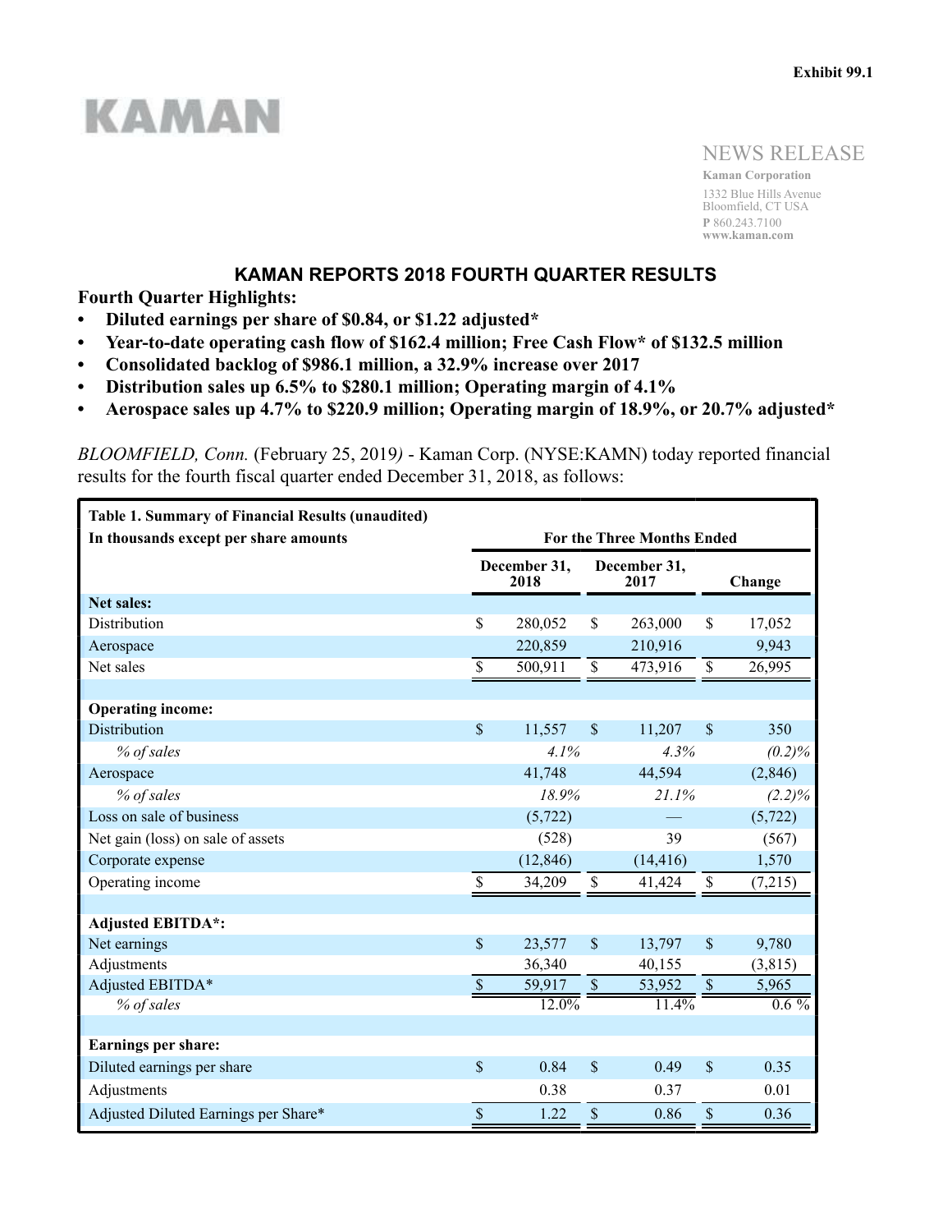Exhibit 99.1

KAMAN

NEWS RELEASE

**Kaman Corporation**
1332 Blue Hills Avenue
Bloomfield, CT USA
**P** 860.243.7100
**www.kaman.com**

# KAMAN REPORTS 2018 FOURTH QUARTER RESULTS

**Fourth Quarter Highlights:**

- **Diluted earnings per share of $0.84, or $1.22 adjusted***
- **Year-to-date operating cash flow of $162.4 million; Free Cash Flow* of $132.5 million**
- **Consolidated backlog of $986.1 million, a 32.9% increase over 2017**
- **Distribution sales up 6.5% to $280.1 million; Operating margin of 4.1%**
- **Aerospace sales up 4.7% to $220.9 million; Operating margin of 18.9%, or 20.7% adjusted***

*BLOOMFIELD, Conn.* (February 25, 2019) - Kaman Corp. (NYSE:KAMN) today reported financial results for the fourth fiscal quarter ended December 31, 2018, as follows:

| **Table 1. Summary of Financial Results (unaudited)** | | | |
|---|---|---|---|
| **In thousands except per share amounts** | **For the Three Months Ended** | | |
| | **December 31, 2018** | **December 31, 2017** | **Change** |
| **Net sales:** | | | |
| Distribution | $ 280,052 | $ 263,000 | $ 17,052 |
| Aerospace | 220,859 | 210,916 | 9,943 |
| Net sales | $ 500,911 | $ 473,916 | $ 26,995 |
| | | | |
| **Operating income:** | | | |
| Distribution | $ 11,557 | $ 11,207 | $ 350 |
| *% of sales* | *4.1%* | *4.3%* | *(0.2)%* |
| Aerospace | 41,748 | 44,594 | (2,846) |
| *% of sales* | *18.9%* | *21.1%* | *(2.2)%* |
| Loss on sale of business | (5,722) | — | (5,722) |
| Net gain (loss) on sale of assets | (528) | 39 | (567) |
| Corporate expense | (12,846) | (14,416) | 1,570 |
| Operating income | $ 34,209 | $ 41,424 | $ (7,215) |
| | | | |
| **Adjusted EBITDA*:** | | | |
| Net earnings | $ 23,577 | $ 13,797 | $ 9,780 |
| Adjustments | 36,340 | 40,155 | (3,815) |
| Adjusted EBITDA* | $ 59,917 | $ 53,952 | $ 5,965 |
| *% of sales* | 12.0% | 11.4% | 0.6 % |
| | | | |
| **Earnings per share:** | | | |
| Diluted earnings per share | $ 0.84 | $ 0.49 | $ 0.35 |
| Adjustments | 0.38 | 0.37 | 0.01 |
| Adjusted Diluted Earnings per Share* | $ 1.22 | $ 0.86 | $ 0.36 |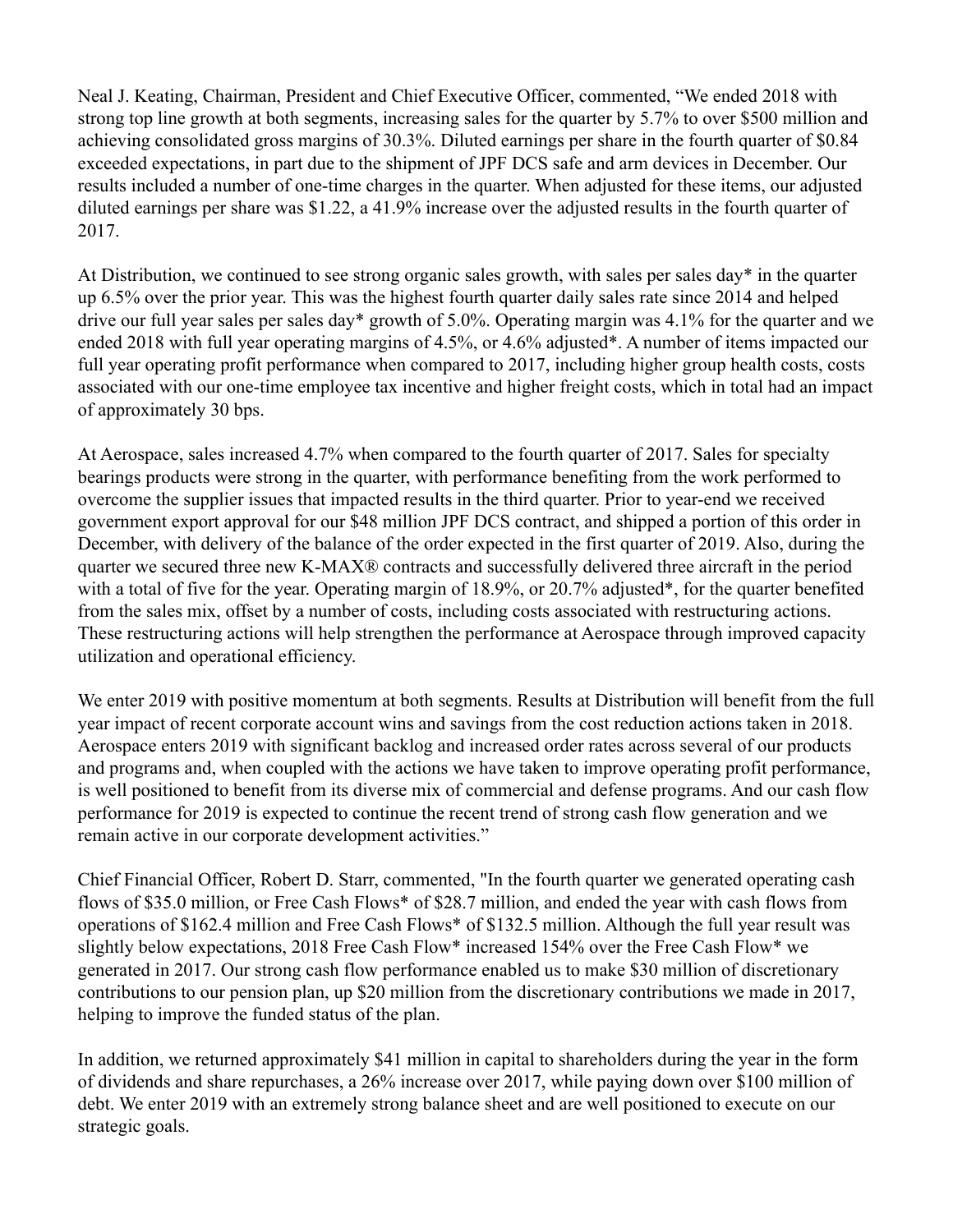Neal J. Keating, Chairman, President and Chief Executive Officer, commented, "We ended 2018 with strong top line growth at both segments, increasing sales for the quarter by 5.7% to over $500 million and achieving consolidated gross margins of 30.3%. Diluted earnings per share in the fourth quarter of $0.84 exceeded expectations, in part due to the shipment of JPF DCS safe and arm devices in December. Our results included a number of one-time charges in the quarter. When adjusted for these items, our adjusted diluted earnings per share was $1.22, a 41.9% increase over the adjusted results in the fourth quarter of 2017.

At Distribution, we continued to see strong organic sales growth, with sales per sales day* in the quarter up 6.5% over the prior year. This was the highest fourth quarter daily sales rate since 2014 and helped drive our full year sales per sales day* growth of 5.0%. Operating margin was 4.1% for the quarter and we ended 2018 with full year operating margins of 4.5%, or 4.6% adjusted*. A number of items impacted our full year operating profit performance when compared to 2017, including higher group health costs, costs associated with our one-time employee tax incentive and higher freight costs, which in total had an impact of approximately 30 bps.

At Aerospace, sales increased 4.7% when compared to the fourth quarter of 2017. Sales for specialty bearings products were strong in the quarter, with performance benefiting from the work performed to overcome the supplier issues that impacted results in the third quarter. Prior to year-end we received government export approval for our $48 million JPF DCS contract, and shipped a portion of this order in December, with delivery of the balance of the order expected in the first quarter of 2019. Also, during the quarter we secured three new K-MAX® contracts and successfully delivered three aircraft in the period with a total of five for the year. Operating margin of 18.9%, or 20.7% adjusted*, for the quarter benefited from the sales mix, offset by a number of costs, including costs associated with restructuring actions. These restructuring actions will help strengthen the performance at Aerospace through improved capacity utilization and operational efficiency.

We enter 2019 with positive momentum at both segments. Results at Distribution will benefit from the full year impact of recent corporate account wins and savings from the cost reduction actions taken in 2018. Aerospace enters 2019 with significant backlog and increased order rates across several of our products and programs and, when coupled with the actions we have taken to improve operating profit performance, is well positioned to benefit from its diverse mix of commercial and defense programs. And our cash flow performance for 2019 is expected to continue the recent trend of strong cash flow generation and we remain active in our corporate development activities."

Chief Financial Officer, Robert D. Starr, commented, "In the fourth quarter we generated operating cash flows of $35.0 million, or Free Cash Flows* of $28.7 million, and ended the year with cash flows from operations of $162.4 million and Free Cash Flows* of $132.5 million. Although the full year result was slightly below expectations, 2018 Free Cash Flow* increased 154% over the Free Cash Flow* we generated in 2017. Our strong cash flow performance enabled us to make $30 million of discretionary contributions to our pension plan, up $20 million from the discretionary contributions we made in 2017, helping to improve the funded status of the plan.

In addition, we returned approximately $41 million in capital to shareholders during the year in the form of dividends and share repurchases, a 26% increase over 2017, while paying down over $100 million of debt. We enter 2019 with an extremely strong balance sheet and are well positioned to execute on our strategic goals.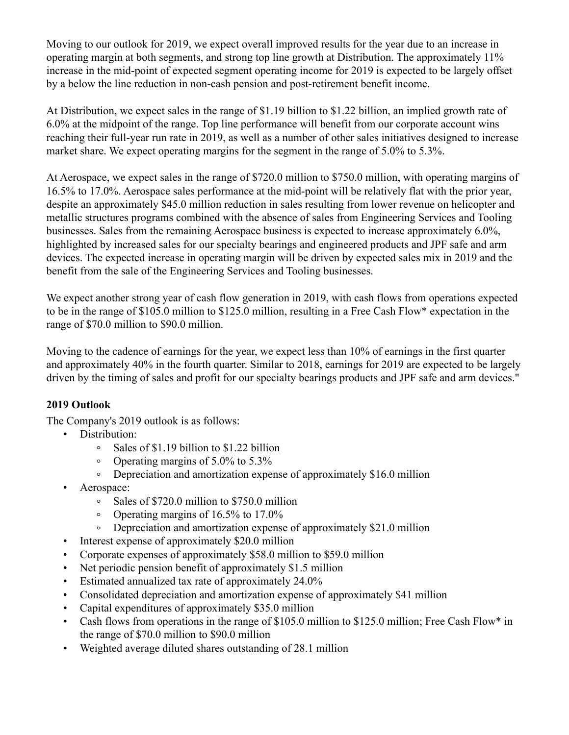Moving to our outlook for 2019, we expect overall improved results for the year due to an increase in operating margin at both segments, and strong top line growth at Distribution. The approximately 11% increase in the mid-point of expected segment operating income for 2019 is expected to be largely offset by a below the line reduction in non-cash pension and post-retirement benefit income.

At Distribution, we expect sales in the range of $1.19 billion to $1.22 billion, an implied growth rate of 6.0% at the midpoint of the range. Top line performance will benefit from our corporate account wins reaching their full-year run rate in 2019, as well as a number of other sales initiatives designed to increase market share. We expect operating margins for the segment in the range of 5.0% to 5.3%.

At Aerospace, we expect sales in the range of $720.0 million to $750.0 million, with operating margins of 16.5% to 17.0%. Aerospace sales performance at the mid-point will be relatively flat with the prior year, despite an approximately $45.0 million reduction in sales resulting from lower revenue on helicopter and metallic structures programs combined with the absence of sales from Engineering Services and Tooling businesses. Sales from the remaining Aerospace business is expected to increase approximately 6.0%, highlighted by increased sales for our specialty bearings and engineered products and JPF safe and arm devices. The expected increase in operating margin will be driven by expected sales mix in 2019 and the benefit from the sale of the Engineering Services and Tooling businesses.

We expect another strong year of cash flow generation in 2019, with cash flows from operations expected to be in the range of $105.0 million to $125.0 million, resulting in a Free Cash Flow* expectation in the range of $70.0 million to $90.0 million.

Moving to the cadence of earnings for the year, we expect less than 10% of earnings in the first quarter and approximately 40% in the fourth quarter. Similar to 2018, earnings for 2019 are expected to be largely driven by the timing of sales and profit for our specialty bearings products and JPF safe and arm devices."

**2019 Outlook**

The Company's 2019 outlook is as follows:

- Distribution:
  - Sales of $1.19 billion to $1.22 billion
  - Operating margins of 5.0% to 5.3%
  - Depreciation and amortization expense of approximately $16.0 million
- Aerospace:
  - Sales of $720.0 million to $750.0 million
  - Operating margins of 16.5% to 17.0%
  - Depreciation and amortization expense of approximately $21.0 million
- Interest expense of approximately $20.0 million
- Corporate expenses of approximately $58.0 million to $59.0 million
- Net periodic pension benefit of approximately $1.5 million
- Estimated annualized tax rate of approximately 24.0%
- Consolidated depreciation and amortization expense of approximately $41 million
- Capital expenditures of approximately $35.0 million
- Cash flows from operations in the range of $105.0 million to $125.0 million; Free Cash Flow* in the range of $70.0 million to $90.0 million
- Weighted average diluted shares outstanding of 28.1 million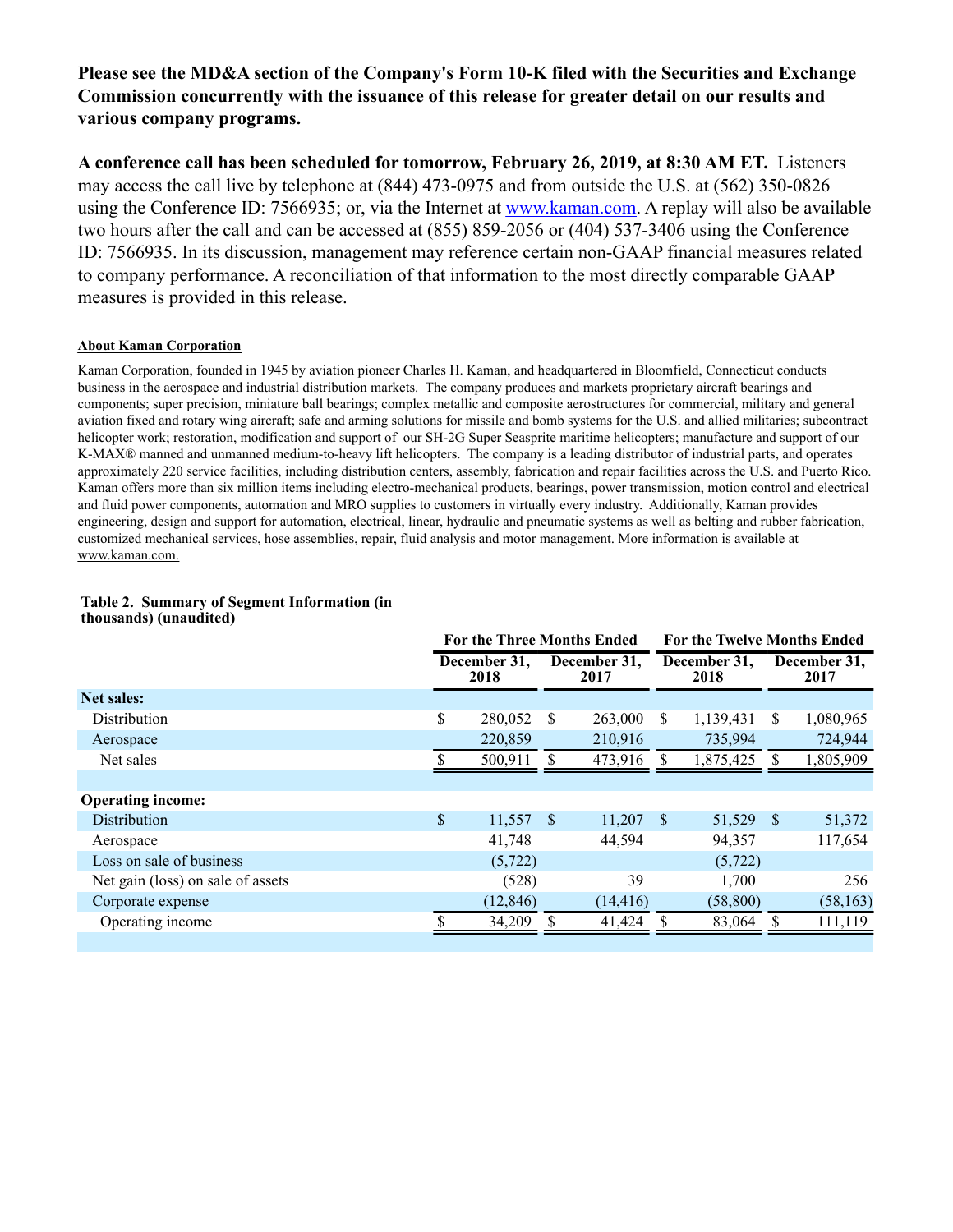**Please see the MD&A section of the Company's Form 10-K filed with the Securities and Exchange Commission concurrently with the issuance of this release for greater detail on our results and various company programs.**

**A conference call has been scheduled for tomorrow, February 26, 2019, at 8:30 AM ET.** Listeners may access the call live by telephone at (844) 473-0975 and from outside the U.S. at (562) 350-0826 using the Conference ID: 7566935; or, via the Internet at www.kaman.com. A replay will also be available two hours after the call and can be accessed at (855) 859-2056 or (404) 537-3406 using the Conference ID: 7566935. In its discussion, management may reference certain non-GAAP financial measures related to company performance. A reconciliation of that information to the most directly comparable GAAP measures is provided in this release.

**About Kaman Corporation**

Kaman Corporation, founded in 1945 by aviation pioneer Charles H. Kaman, and headquartered in Bloomfield, Connecticut conducts business in the aerospace and industrial distribution markets. The company produces and markets proprietary aircraft bearings and components; super precision, miniature ball bearings; complex metallic and composite aerostructures for commercial, military and general aviation fixed and rotary wing aircraft; safe and arming solutions for missile and bomb systems for the U.S. and allied militaries; subcontract helicopter work; restoration, modification and support of our SH-2G Super Seasprite maritime helicopters; manufacture and support of our K-MAX® manned and unmanned medium-to-heavy lift helicopters. The company is a leading distributor of industrial parts, and operates approximately 220 service facilities, including distribution centers, assembly, fabrication and repair facilities across the U.S. and Puerto Rico. Kaman offers more than six million items including electro-mechanical products, bearings, power transmission, motion control and electrical and fluid power components, automation and MRO supplies to customers in virtually every industry. Additionally, Kaman provides engineering, design and support for automation, electrical, linear, hydraulic and pneumatic systems as well as belting and rubber fabrication, customized mechanical services, hose assemblies, repair, fluid analysis and motor management. More information is available at www.kaman.com.

**Table 2. Summary of Segment Information (in thousands) (unaudited)**

| | For the Three Months Ended | | For the Twelve Months Ended | |
|---|---|---|---|---|
| | December 31, 2018 | December 31, 2017 | December 31, 2018 | December 31, 2017 |
| **Net sales:** | | | | |
| Distribution | $ 280,052 | $ 263,000 | $ 1,139,431 | $ 1,080,965 |
| Aerospace | 220,859 | 210,916 | 735,994 | 724,944 |
| Net sales | $ 500,911 | $ 473,916 | $ 1,875,425 | $ 1,805,909 |
| | | | | |
| **Operating income:** | | | | |
| Distribution | $ 11,557 | $ 11,207 | $ 51,529 | $ 51,372 |
| Aerospace | 41,748 | 44,594 | 94,357 | 117,654 |
| Loss on sale of business | (5,722) | — | (5,722) | — |
| Net gain (loss) on sale of assets | (528) | 39 | 1,700 | 256 |
| Corporate expense | (12,846) | (14,416) | (58,800) | (58,163) |
| Operating income | $ 34,209 | $ 41,424 | $ 83,064 | $ 111,119 |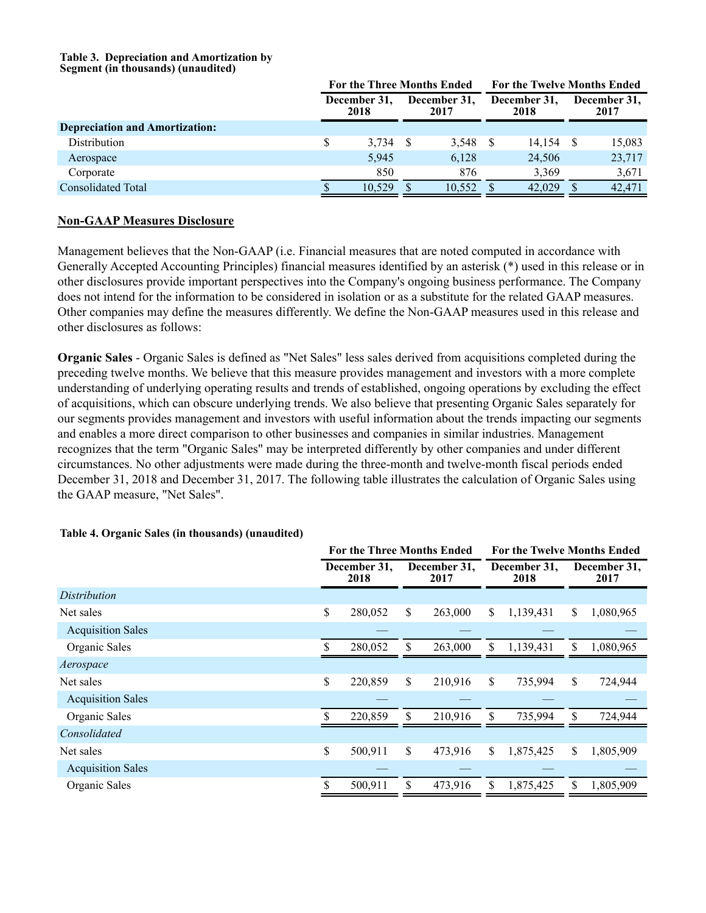**Table 3. Depreciation and Amortization by Segment (in thousands) (unaudited)**

| | For the Three Months Ended | | For the Twelve Months Ended | |
|---|---|---|---|---|
| | December 31, 2018 | December 31, 2017 | December 31, 2018 | December 31, 2017 |
| **Depreciation and Amortization:** | | | | |
| Distribution | $ 3,734 | $ 3,548 | $ 14,154 | $ 15,083 |
| Aerospace | 5,945 | 6,128 | 24,506 | 23,717 |
| Corporate | 850 | 876 | 3,369 | 3,671 |
| Consolidated Total | $ 10,529 | $ 10,552 | $ 42,029 | $ 42,471 |

## Non-GAAP Measures Disclosure

Management believes that the Non-GAAP (i.e. Financial measures that are noted computed in accordance with Generally Accepted Accounting Principles) financial measures identified by an asterisk (*) used in this release or in other disclosures provide important perspectives into the Company's ongoing business performance. The Company does not intend for the information to be considered in isolation or as a substitute for the related GAAP measures. Other companies may define the measures differently. We define the Non-GAAP measures used in this release and other disclosures as follows:

**Organic Sales** - Organic Sales is defined as "Net Sales" less sales derived from acquisitions completed during the preceding twelve months. We believe that this measure provides management and investors with a more complete understanding of underlying operating results and trends of established, ongoing operations by excluding the effect of acquisitions, which can obscure underlying trends. We also believe that presenting Organic Sales separately for our segments provides management and investors with useful information about the trends impacting our segments and enables a more direct comparison to other businesses and companies in similar industries. Management recognizes that the term "Organic Sales" may be interpreted differently by other companies and under different circumstances. No other adjustments were made during the three-month and twelve-month fiscal periods ended December 31, 2018 and December 31, 2017. The following table illustrates the calculation of Organic Sales using the GAAP measure, "Net Sales".

**Table 4. Organic Sales (in thousands) (unaudited)**

| | For the Three Months Ended | | For the Twelve Months Ended | |
|---|---|---|---|---|
| | December 31, 2018 | December 31, 2017 | December 31, 2018 | December 31, 2017 |
| *Distribution* | | | | |
| Net sales | $ 280,052 | $ 263,000 | $ 1,139,431 | $ 1,080,965 |
| Acquisition Sales | — | — | — | — |
| Organic Sales | $ 280,052 | $ 263,000 | $ 1,139,431 | $ 1,080,965 |
| *Aerospace* | | | | |
| Net sales | $ 220,859 | $ 210,916 | $ 735,994 | $ 724,944 |
| Acquisition Sales | — | — | — | — |
| Organic Sales | $ 220,859 | $ 210,916 | $ 735,994 | $ 724,944 |
| *Consolidated* | | | | |
| Net sales | $ 500,911 | $ 473,916 | $ 1,875,425 | $ 1,805,909 |
| Acquisition Sales | — | — | — | — |
| Organic Sales | $ 500,911 | $ 473,916 | $ 1,875,425 | $ 1,805,909 |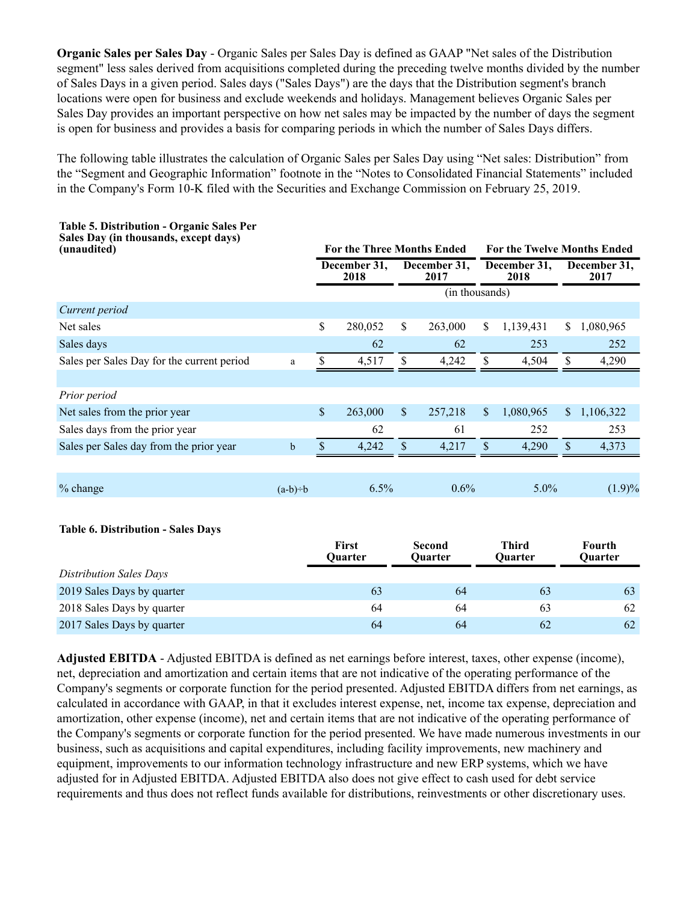**Organic Sales per Sales Day** - Organic Sales per Sales Day is defined as GAAP "Net sales of the Distribution segment" less sales derived from acquisitions completed during the preceding twelve months divided by the number of Sales Days in a given period. Sales days ("Sales Days") are the days that the Distribution segment's branch locations were open for business and exclude weekends and holidays. Management believes Organic Sales per Sales Day provides an important perspective on how net sales may be impacted by the number of days the segment is open for business and provides a basis for comparing periods in which the number of Sales Days differs.

The following table illustrates the calculation of Organic Sales per Sales Day using "Net sales: Distribution" from the "Segment and Geographic Information" footnote in the "Notes to Consolidated Financial Statements" included in the Company's Form 10-K filed with the Securities and Exchange Commission on February 25, 2019.

**Table 5. Distribution - Organic Sales Per Sales Day (in thousands, except days) (unaudited)**

| | | For the Three Months Ended | | For the Twelve Months Ended | |
|---|---|---|---|---|---|
| | | December 31, 2018 | December 31, 2017 | December 31, 2018 | December 31, 2017 |
| | | (in thousands) | | | |
| *Current period* | | | | | |
| Net sales | | $ 280,052 | $ 263,000 | $ 1,139,431 | $ 1,080,965 |
| Sales days | | 62 | 62 | 253 | 252 |
| Sales per Sales Day for the current period | a | $ 4,517 | $ 4,242 | $ 4,504 | $ 4,290 |
| | | | | | |
| *Prior period* | | | | | |
| Net sales from the prior year | | $ 263,000 | $ 257,218 | $ 1,080,965 | $ 1,106,322 |
| Sales days from the prior year | | 62 | 61 | 252 | 253 |
| Sales per Sales day from the prior year | b | $ 4,242 | $ 4,217 | $ 4,290 | $ 4,373 |
| | | | | | |
| % change | (a-b)÷b | 6.5% | 0.6% | 5.0% | (1.9)% |

**Table 6. Distribution - Sales Days**

| | First Quarter | Second Quarter | Third Quarter | Fourth Quarter |
|---|---|---|---|---|
| *Distribution Sales Days* | | | | |
| 2019 Sales Days by quarter | 63 | 64 | 63 | 63 |
| 2018 Sales Days by quarter | 64 | 64 | 63 | 62 |
| 2017 Sales Days by quarter | 64 | 64 | 62 | 62 |

**Adjusted EBITDA** - Adjusted EBITDA is defined as net earnings before interest, taxes, other expense (income), net, depreciation and amortization and certain items that are not indicative of the operating performance of the Company's segments or corporate function for the period presented. Adjusted EBITDA differs from net earnings, as calculated in accordance with GAAP, in that it excludes interest expense, net, income tax expense, depreciation and amortization, other expense (income), net and certain items that are not indicative of the operating performance of the Company's segments or corporate function for the period presented. We have made numerous investments in our business, such as acquisitions and capital expenditures, including facility improvements, new machinery and equipment, improvements to our information technology infrastructure and new ERP systems, which we have adjusted for in Adjusted EBITDA. Adjusted EBITDA also does not give effect to cash used for debt service requirements and thus does not reflect funds available for distributions, reinvestments or other discretionary uses.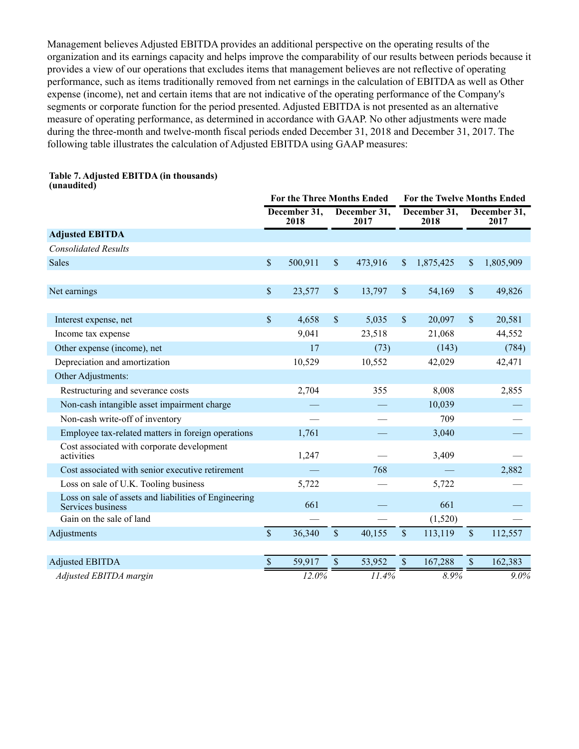Management believes Adjusted EBITDA provides an additional perspective on the operating results of the organization and its earnings capacity and helps improve the comparability of our results between periods because it provides a view of our operations that excludes items that management believes are not reflective of operating performance, such as items traditionally removed from net earnings in the calculation of EBITDA as well as Other expense (income), net and certain items that are not indicative of the operating performance of the Company's segments or corporate function for the period presented. Adjusted EBITDA is not presented as an alternative measure of operating performance, as determined in accordance with GAAP. No other adjustments were made during the three-month and twelve-month fiscal periods ended December 31, 2018 and December 31, 2017. The following table illustrates the calculation of Adjusted EBITDA using GAAP measures:

**Table 7. Adjusted EBITDA (in thousands) (unaudited)**

| | For the Three Months Ended | | For the Twelve Months Ended | |
|---|---|---|---|---|
| | December 31, 2018 | December 31, 2017 | December 31, 2018 | December 31, 2017 |
| **Adjusted EBITDA** | | | | |
| *Consolidated Results* | | | | |
| Sales | $ 500,911 | $ 473,916 | $ 1,875,425 | $ 1,805,909 |
| | | | | |
| Net earnings | $ 23,577 | $ 13,797 | $ 54,169 | $ 49,826 |
| | | | | |
| Interest expense, net | $ 4,658 | $ 5,035 | $ 20,097 | $ 20,581 |
| Income tax expense | 9,041 | 23,518 | 21,068 | 44,552 |
| Other expense (income), net | 17 | (73) | (143) | (784) |
| Depreciation and amortization | 10,529 | 10,552 | 42,029 | 42,471 |
| Other Adjustments: | | | | |
| Restructuring and severance costs | 2,704 | 355 | 8,008 | 2,855 |
| Non-cash intangible asset impairment charge | — | — | 10,039 | — |
| Non-cash write-off of inventory | — | — | 709 | — |
| Employee tax-related matters in foreign operations | 1,761 | — | 3,040 | — |
| Cost associated with corporate development activities | 1,247 | — | 3,409 | — |
| Cost associated with senior executive retirement | — | 768 | — | 2,882 |
| Loss on sale of U.K. Tooling business | 5,722 | — | 5,722 | — |
| Loss on sale of assets and liabilities of Engineering Services business | 661 | — | 661 | — |
| Gain on the sale of land | — | — | (1,520) | — |
| Adjustments | $ 36,340 | $ 40,155 | $ 113,119 | $ 112,557 |
| | | | | |
| Adjusted EBITDA | $ 59,917 | $ 53,952 | $ 167,288 | $ 162,383 |
| *Adjusted EBITDA margin* | *12.0%* | *11.4%* | *8.9%* | *9.0%* |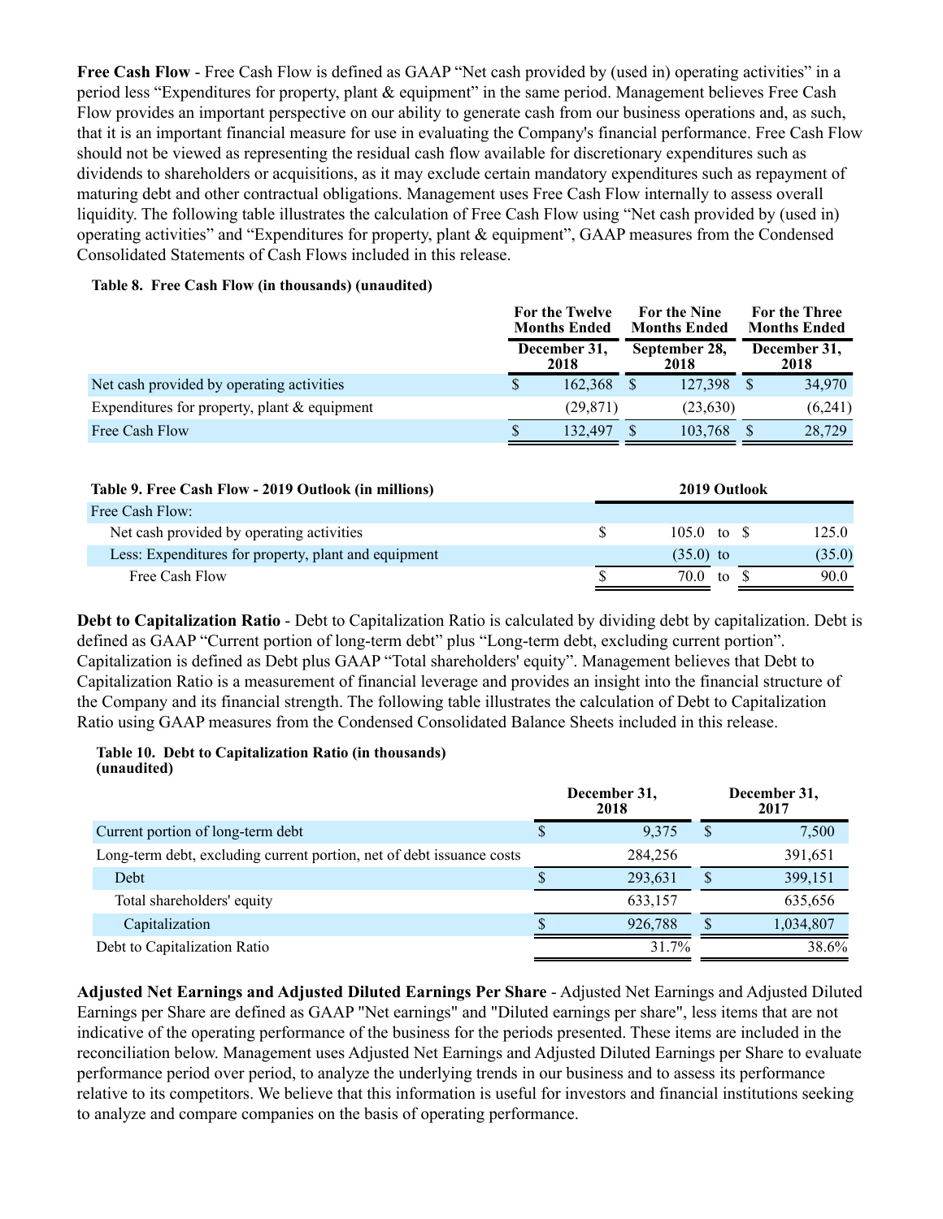**Free Cash Flow** - Free Cash Flow is defined as GAAP "Net cash provided by (used in) operating activities" in a period less "Expenditures for property, plant & equipment" in the same period. Management believes Free Cash Flow provides an important perspective on our ability to generate cash from our business operations and, as such, that it is an important financial measure for use in evaluating the Company's financial performance. Free Cash Flow should not be viewed as representing the residual cash flow available for discretionary expenditures such as dividends to shareholders or acquisitions, as it may exclude certain mandatory expenditures such as repayment of maturing debt and other contractual obligations. Management uses Free Cash Flow internally to assess overall liquidity. The following table illustrates the calculation of Free Cash Flow using "Net cash provided by (used in) operating activities" and "Expenditures for property, plant & equipment", GAAP measures from the Condensed Consolidated Statements of Cash Flows included in this release.

**Table 8. Free Cash Flow (in thousands) (unaudited)**

| | For the Twelve Months Ended December 31, 2018 | For the Nine Months Ended September 28, 2018 | For the Three Months Ended December 31, 2018 |
|---|---|---|---|
| Net cash provided by operating activities | $ 162,368 | $ 127,398 | $ 34,970 |
| Expenditures for property, plant & equipment | (29,871) | (23,630) | (6,241) |
| Free Cash Flow | $ 132,497 | $ 103,768 | $ 28,729 |

| Table 9. Free Cash Flow - 2019 Outlook (in millions) | 2019 Outlook | | |
|---|---|---|---|
| Free Cash Flow: | | | |
| Net cash provided by operating activities | $ 105.0 | to | $ 125.0 |
| Less: Expenditures for property, plant and equipment | (35.0) | to | (35.0) |
| Free Cash Flow | $ 70.0 | to | $ 90.0 |

**Debt to Capitalization Ratio** - Debt to Capitalization Ratio is calculated by dividing debt by capitalization. Debt is defined as GAAP "Current portion of long-term debt" plus "Long-term debt, excluding current portion". Capitalization is defined as Debt plus GAAP "Total shareholders' equity". Management believes that Debt to Capitalization Ratio is a measurement of financial leverage and provides an insight into the financial structure of the Company and its financial strength. The following table illustrates the calculation of Debt to Capitalization Ratio using GAAP measures from the Condensed Consolidated Balance Sheets included in this release.

**Table 10. Debt to Capitalization Ratio (in thousands) (unaudited)**

| | December 31, 2018 | December 31, 2017 |
|---|---|---|
| Current portion of long-term debt | $ 9,375 | $ 7,500 |
| Long-term debt, excluding current portion, net of debt issuance costs | 284,256 | 391,651 |
| Debt | $ 293,631 | $ 399,151 |
| Total shareholders' equity | 633,157 | 635,656 |
| Capitalization | $ 926,788 | $ 1,034,807 |
| Debt to Capitalization Ratio | 31.7% | 38.6% |

**Adjusted Net Earnings and Adjusted Diluted Earnings Per Share** - Adjusted Net Earnings and Adjusted Diluted Earnings per Share are defined as GAAP "Net earnings" and "Diluted earnings per share", less items that are not indicative of the operating performance of the business for the periods presented. These items are included in the reconciliation below. Management uses Adjusted Net Earnings and Adjusted Diluted Earnings per Share to evaluate performance period over period, to analyze the underlying trends in our business and to assess its performance relative to its competitors. We believe that this information is useful for investors and financial institutions seeking to analyze and compare companies on the basis of operating performance.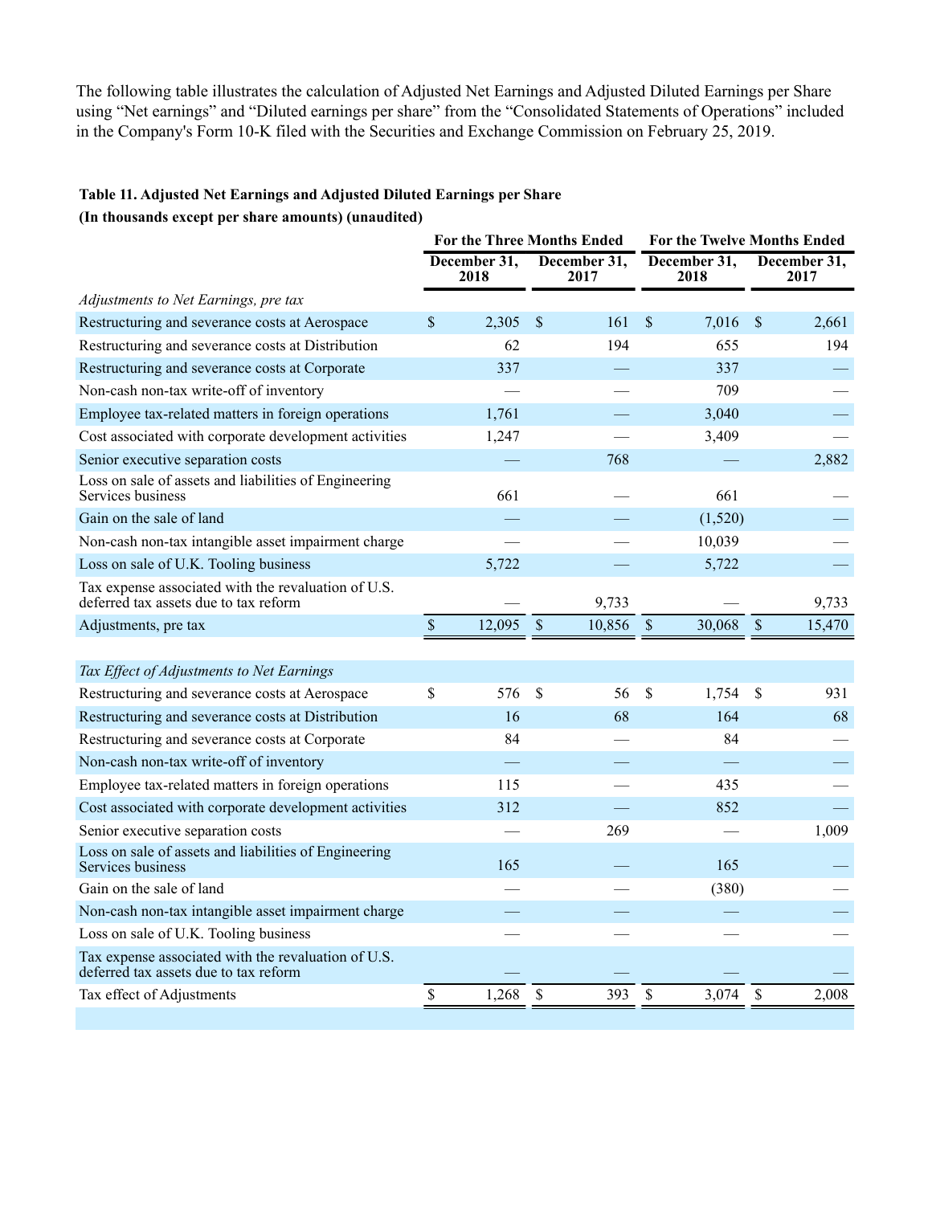The following table illustrates the calculation of Adjusted Net Earnings and Adjusted Diluted Earnings per Share using "Net earnings" and "Diluted earnings per share" from the "Consolidated Statements of Operations" included in the Company's Form 10-K filed with the Securities and Exchange Commission on February 25, 2019.

**Table 11. Adjusted Net Earnings and Adjusted Diluted Earnings per Share**

**(In thousands except per share amounts) (unaudited)**

| | For the Three Months Ended | | For the Twelve Months Ended | |
|---|---|---|---|---|
| | December 31, 2018 | December 31, 2017 | December 31, 2018 | December 31, 2017 |
| *Adjustments to Net Earnings, pre tax* | | | | |
| Restructuring and severance costs at Aerospace | $ 2,305 | $ 161 | $ 7,016 | $ 2,661 |
| Restructuring and severance costs at Distribution | 62 | 194 | 655 | 194 |
| Restructuring and severance costs at Corporate | 337 | — | 337 | — |
| Non-cash non-tax write-off of inventory | — | — | 709 | — |
| Employee tax-related matters in foreign operations | 1,761 | — | 3,040 | — |
| Cost associated with corporate development activities | 1,247 | — | 3,409 | — |
| Senior executive separation costs | — | 768 | — | 2,882 |
| Loss on sale of assets and liabilities of Engineering Services business | 661 | — | 661 | — |
| Gain on the sale of land | — | — | (1,520) | — |
| Non-cash non-tax intangible asset impairment charge | — | — | 10,039 | — |
| Loss on sale of U.K. Tooling business | 5,722 | — | 5,722 | — |
| Tax expense associated with the revaluation of U.S. deferred tax assets due to tax reform | — | 9,733 | — | 9,733 |
| Adjustments, pre tax | $ 12,095 | $ 10,856 | $ 30,068 | $ 15,470 |
| | | | | |
| *Tax Effect of Adjustments to Net Earnings* | | | | |
| Restructuring and severance costs at Aerospace | $ 576 | $ 56 | $ 1,754 | $ 931 |
| Restructuring and severance costs at Distribution | 16 | 68 | 164 | 68 |
| Restructuring and severance costs at Corporate | 84 | — | 84 | — |
| Non-cash non-tax write-off of inventory | — | — | — | — |
| Employee tax-related matters in foreign operations | 115 | — | 435 | — |
| Cost associated with corporate development activities | 312 | — | 852 | — |
| Senior executive separation costs | — | 269 | — | 1,009 |
| Loss on sale of assets and liabilities of Engineering Services business | 165 | — | 165 | — |
| Gain on the sale of land | — | — | (380) | — |
| Non-cash non-tax intangible asset impairment charge | — | — | — | — |
| Loss on sale of U.K. Tooling business | — | — | — | — |
| Tax expense associated with the revaluation of U.S. deferred tax assets due to tax reform | — | — | — | — |
| Tax effect of Adjustments | $ 1,268 | $ 393 | $ 3,074 | $ 2,008 |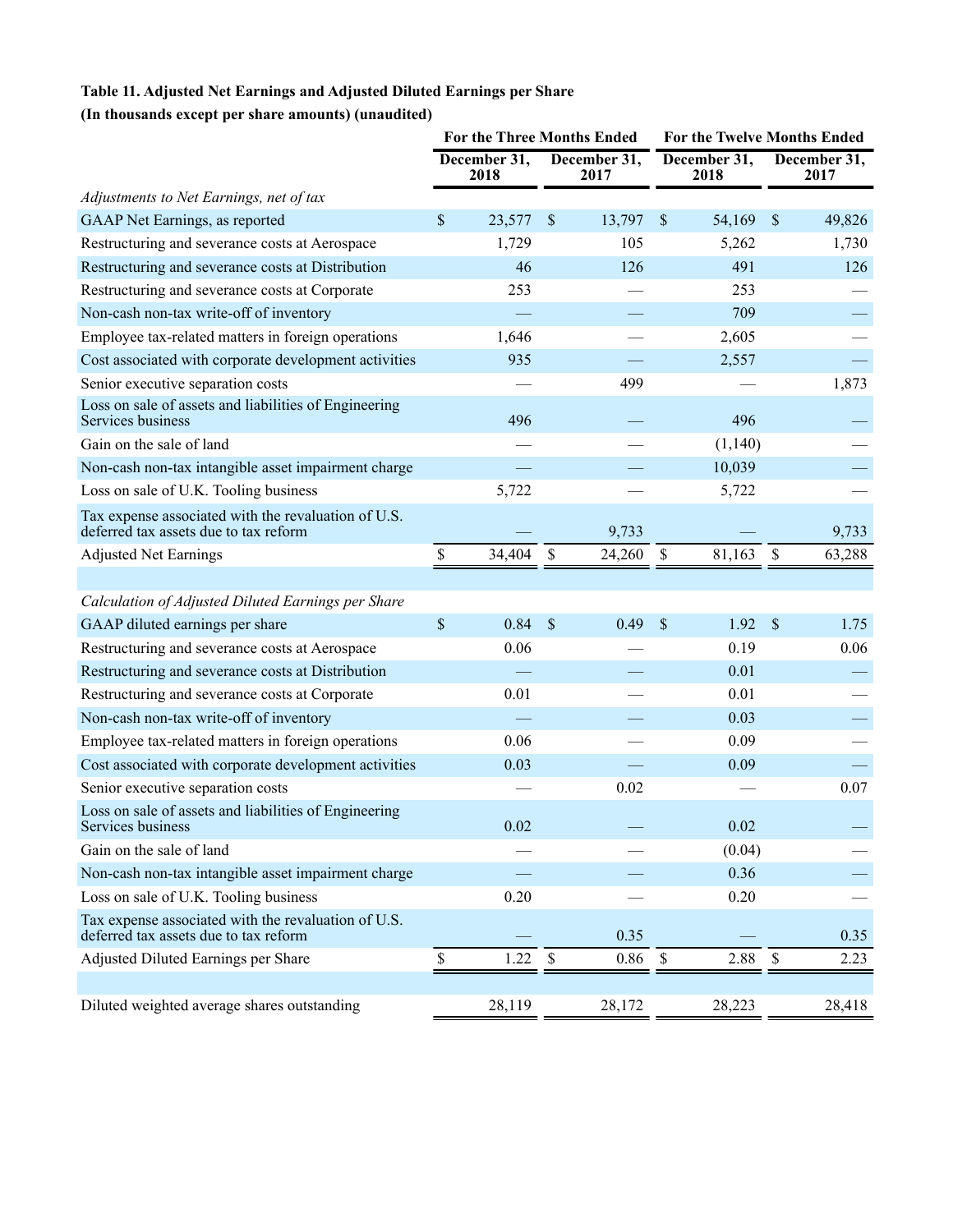**Table 11. Adjusted Net Earnings and Adjusted Diluted Earnings per Share**

**(In thousands except per share amounts) (unaudited)**

| | For the Three Months Ended | | For the Twelve Months Ended | |
|---|---|---|---|---|
| | December 31, 2018 | December 31, 2017 | December 31, 2018 | December 31, 2017 |
| *Adjustments to Net Earnings, net of tax* | | | | |
| GAAP Net Earnings, as reported | $ 23,577 | $ 13,797 | $ 54,169 | $ 49,826 |
| Restructuring and severance costs at Aerospace | 1,729 | 105 | 5,262 | 1,730 |
| Restructuring and severance costs at Distribution | 46 | 126 | 491 | 126 |
| Restructuring and severance costs at Corporate | 253 | — | 253 | — |
| Non-cash non-tax write-off of inventory | — | — | 709 | — |
| Employee tax-related matters in foreign operations | 1,646 | — | 2,605 | — |
| Cost associated with corporate development activities | 935 | — | 2,557 | — |
| Senior executive separation costs | — | 499 | — | 1,873 |
| Loss on sale of assets and liabilities of Engineering Services business | 496 | — | 496 | — |
| Gain on the sale of land | — | — | (1,140) | — |
| Non-cash non-tax intangible asset impairment charge | — | — | 10,039 | — |
| Loss on sale of U.K. Tooling business | 5,722 | — | 5,722 | — |
| Tax expense associated with the revaluation of U.S. deferred tax assets due to tax reform | — | 9,733 | — | 9,733 |
| Adjusted Net Earnings | $ 34,404 | $ 24,260 | $ 81,163 | $ 63,288 |
| | | | | |
| *Calculation of Adjusted Diluted Earnings per Share* | | | | |
| GAAP diluted earnings per share | $ 0.84 | $ 0.49 | $ 1.92 | $ 1.75 |
| Restructuring and severance costs at Aerospace | 0.06 | — | 0.19 | 0.06 |
| Restructuring and severance costs at Distribution | — | — | 0.01 | — |
| Restructuring and severance costs at Corporate | 0.01 | — | 0.01 | — |
| Non-cash non-tax write-off of inventory | — | — | 0.03 | — |
| Employee tax-related matters in foreign operations | 0.06 | — | 0.09 | — |
| Cost associated with corporate development activities | 0.03 | — | 0.09 | — |
| Senior executive separation costs | — | 0.02 | — | 0.07 |
| Loss on sale of assets and liabilities of Engineering Services business | 0.02 | — | 0.02 | — |
| Gain on the sale of land | — | — | (0.04) | — |
| Non-cash non-tax intangible asset impairment charge | — | — | 0.36 | — |
| Loss on sale of U.K. Tooling business | 0.20 | — | 0.20 | — |
| Tax expense associated with the revaluation of U.S. deferred tax assets due to tax reform | — | 0.35 | — | 0.35 |
| Adjusted Diluted Earnings per Share | $ 1.22 | $ 0.86 | $ 2.88 | $ 2.23 |
| | | | | |
| Diluted weighted average shares outstanding | 28,119 | 28,172 | 28,223 | 28,418 |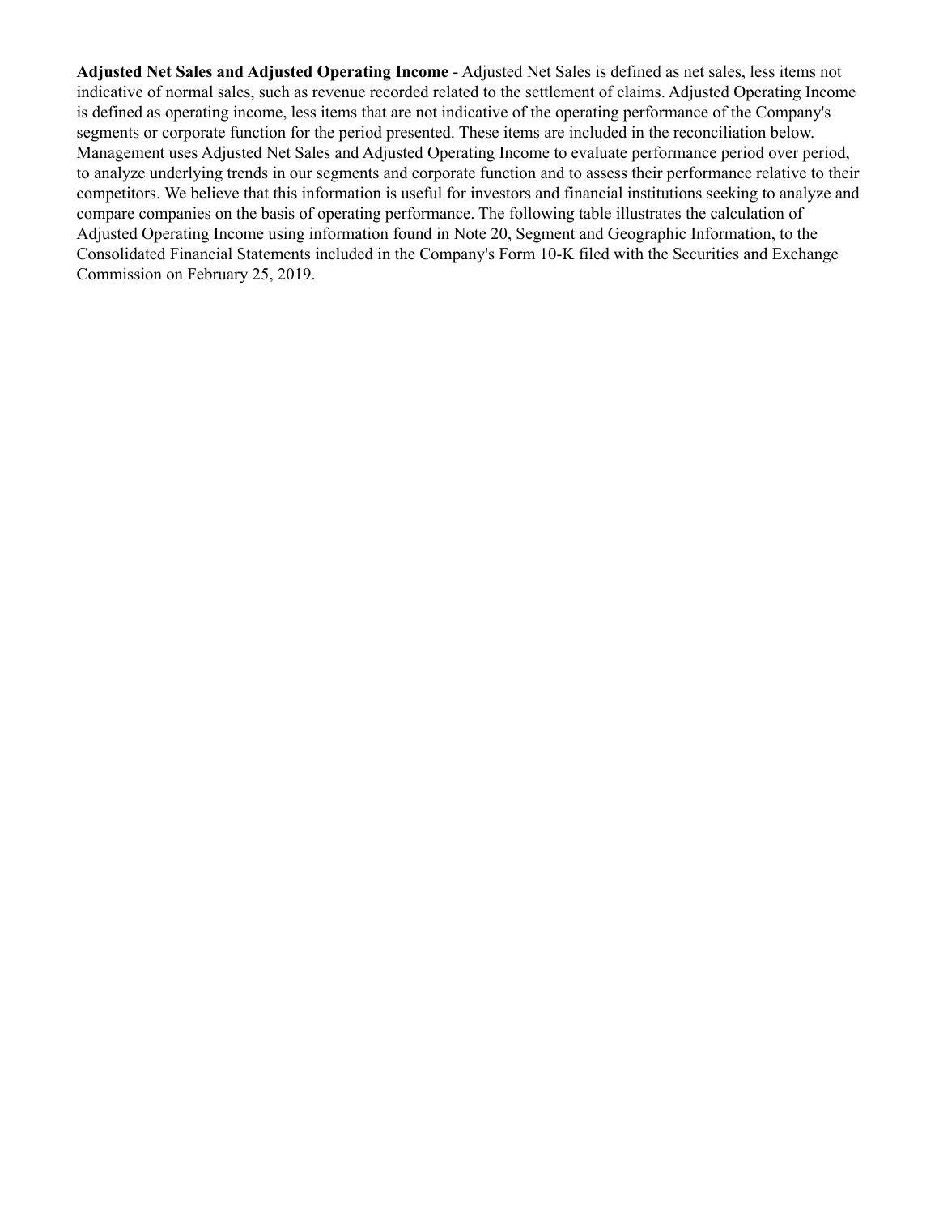**Adjusted Net Sales and Adjusted Operating Income** - Adjusted Net Sales is defined as net sales, less items not indicative of normal sales, such as revenue recorded related to the settlement of claims. Adjusted Operating Income is defined as operating income, less items that are not indicative of the operating performance of the Company's segments or corporate function for the period presented. These items are included in the reconciliation below. Management uses Adjusted Net Sales and Adjusted Operating Income to evaluate performance period over period, to analyze underlying trends in our segments and corporate function and to assess their performance relative to their competitors. We believe that this information is useful for investors and financial institutions seeking to analyze and compare companies on the basis of operating performance. The following table illustrates the calculation of Adjusted Operating Income using information found in Note 20, Segment and Geographic Information, to the Consolidated Financial Statements included in the Company's Form 10-K filed with the Securities and Exchange Commission on February 25, 2019.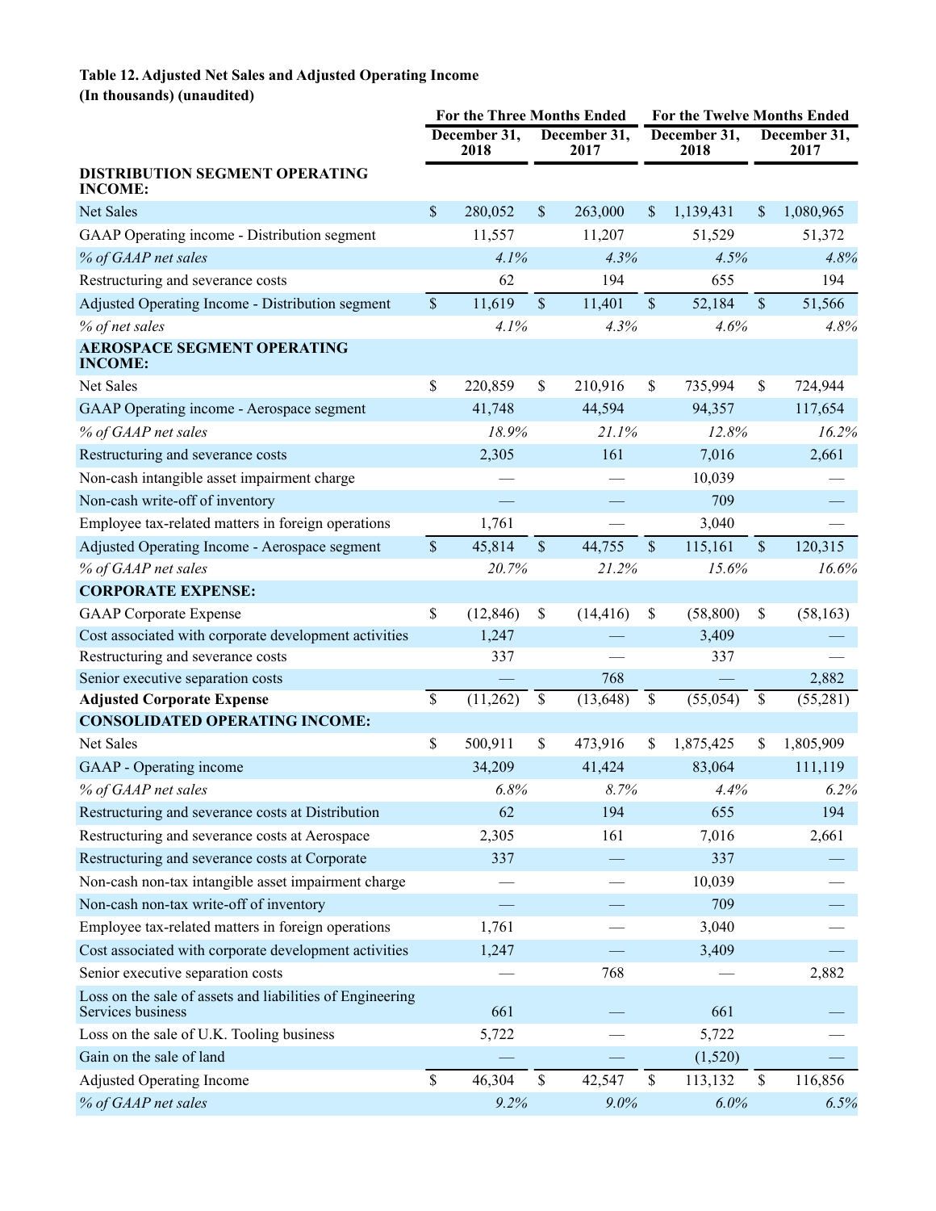**Table 12. Adjusted Net Sales and Adjusted Operating Income**
**(In thousands) (unaudited)**

| | For the Three Months Ended | | For the Twelve Months Ended | |
|---|---|---|---|---|
| | December 31, 2018 | December 31, 2017 | December 31, 2018 | December 31, 2017 |
| **DISTRIBUTION SEGMENT OPERATING INCOME:** | | | | |
| Net Sales | $ 280,052 | $ 263,000 | $ 1,139,431 | $ 1,080,965 |
| GAAP Operating income - Distribution segment | 11,557 | 11,207 | 51,529 | 51,372 |
| *% of GAAP net sales* | *4.1%* | *4.3%* | *4.5%* | *4.8%* |
| Restructuring and severance costs | 62 | 194 | 655 | 194 |
| Adjusted Operating Income - Distribution segment | $ 11,619 | $ 11,401 | $ 52,184 | $ 51,566 |
| *% of net sales* | *4.1%* | *4.3%* | *4.6%* | *4.8%* |
| **AEROSPACE SEGMENT OPERATING INCOME:** | | | | |
| Net Sales | $ 220,859 | $ 210,916 | $ 735,994 | $ 724,944 |
| GAAP Operating income - Aerospace segment | 41,748 | 44,594 | 94,357 | 117,654 |
| *% of GAAP net sales* | *18.9%* | *21.1%* | *12.8%* | *16.2%* |
| Restructuring and severance costs | 2,305 | 161 | 7,016 | 2,661 |
| Non-cash intangible asset impairment charge | — | — | 10,039 | — |
| Non-cash write-off of inventory | — | — | 709 | — |
| Employee tax-related matters in foreign operations | 1,761 | — | 3,040 | — |
| Adjusted Operating Income - Aerospace segment | $ 45,814 | $ 44,755 | $ 115,161 | $ 120,315 |
| *% of GAAP net sales* | *20.7%* | *21.2%* | *15.6%* | *16.6%* |
| **CORPORATE EXPENSE:** | | | | |
| GAAP Corporate Expense | $ (12,846) | $ (14,416) | $ (58,800) | $ (58,163) |
| Cost associated with corporate development activities | 1,247 | — | 3,409 | — |
| Restructuring and severance costs | 337 | — | 337 | — |
| Senior executive separation costs | — | 768 | — | 2,882 |
| **Adjusted Corporate Expense** | $ (11,262) | $ (13,648) | $ (55,054) | $ (55,281) |
| **CONSOLIDATED OPERATING INCOME:** | | | | |
| Net Sales | $ 500,911 | $ 473,916 | $ 1,875,425 | $ 1,805,909 |
| GAAP - Operating income | 34,209 | 41,424 | 83,064 | 111,119 |
| *% of GAAP net sales* | *6.8%* | *8.7%* | *4.4%* | *6.2%* |
| Restructuring and severance costs at Distribution | 62 | 194 | 655 | 194 |
| Restructuring and severance costs at Aerospace | 2,305 | 161 | 7,016 | 2,661 |
| Restructuring and severance costs at Corporate | 337 | — | 337 | — |
| Non-cash non-tax intangible asset impairment charge | — | — | 10,039 | — |
| Non-cash non-tax write-off of inventory | — | — | 709 | — |
| Employee tax-related matters in foreign operations | 1,761 | — | 3,040 | — |
| Cost associated with corporate development activities | 1,247 | — | 3,409 | — |
| Senior executive separation costs | — | 768 | — | 2,882 |
| Loss on the sale of assets and liabilities of Engineering Services business | 661 | — | 661 | — |
| Loss on the sale of U.K. Tooling business | 5,722 | — | 5,722 | — |
| Gain on the sale of land | — | — | (1,520) | — |
| Adjusted Operating Income | $ 46,304 | $ 42,547 | $ 113,132 | $ 116,856 |
| *% of GAAP net sales* | *9.2%* | *9.0%* | *6.0%* | *6.5%* |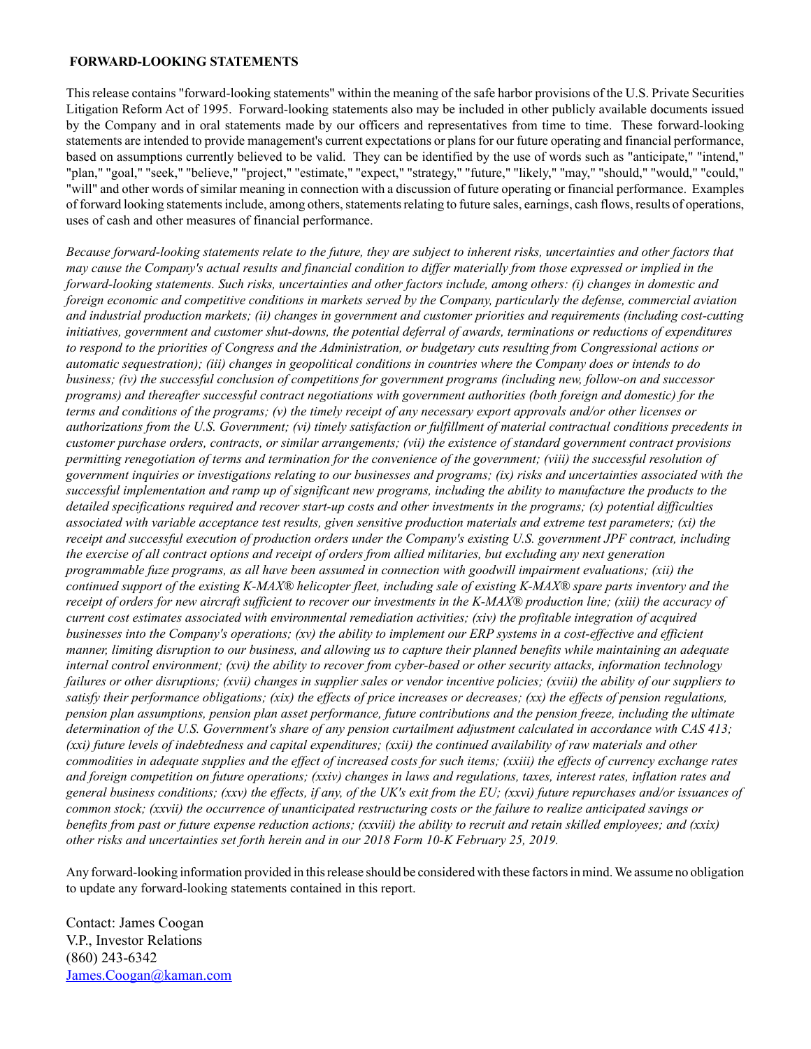## FORWARD-LOOKING STATEMENTS

This release contains "forward-looking statements" within the meaning of the safe harbor provisions of the U.S. Private Securities Litigation Reform Act of 1995. Forward-looking statements also may be included in other publicly available documents issued by the Company and in oral statements made by our officers and representatives from time to time. These forward-looking statements are intended to provide management's current expectations or plans for our future operating and financial performance, based on assumptions currently believed to be valid. They can be identified by the use of words such as "anticipate," "intend," "plan," "goal," "seek," "believe," "project," "estimate," "expect," "strategy," "future," "likely," "may," "should," "would," "could," "will" and other words of similar meaning in connection with a discussion of future operating or financial performance. Examples of forward looking statements include, among others, statements relating to future sales, earnings, cash flows, results of operations, uses of cash and other measures of financial performance.

*Because forward-looking statements relate to the future, they are subject to inherent risks, uncertainties and other factors that may cause the Company's actual results and financial condition to differ materially from those expressed or implied in the forward-looking statements. Such risks, uncertainties and other factors include, among others: (i) changes in domestic and foreign economic and competitive conditions in markets served by the Company, particularly the defense, commercial aviation and industrial production markets; (ii) changes in government and customer priorities and requirements (including cost-cutting initiatives, government and customer shut-downs, the potential deferral of awards, terminations or reductions of expenditures to respond to the priorities of Congress and the Administration, or budgetary cuts resulting from Congressional actions or automatic sequestration); (iii) changes in geopolitical conditions in countries where the Company does or intends to do business; (iv) the successful conclusion of competitions for government programs (including new, follow-on and successor programs) and thereafter successful contract negotiations with government authorities (both foreign and domestic) for the terms and conditions of the programs; (v) the timely receipt of any necessary export approvals and/or other licenses or authorizations from the U.S. Government; (vi) timely satisfaction or fulfillment of material contractual conditions precedents in customer purchase orders, contracts, or similar arrangements; (vii) the existence of standard government contract provisions permitting renegotiation of terms and termination for the convenience of the government; (viii) the successful resolution of government inquiries or investigations relating to our businesses and programs; (ix) risks and uncertainties associated with the successful implementation and ramp up of significant new programs, including the ability to manufacture the products to the detailed specifications required and recover start-up costs and other investments in the programs; (x) potential difficulties associated with variable acceptance test results, given sensitive production materials and extreme test parameters; (xi) the receipt and successful execution of production orders under the Company's existing U.S. government JPF contract, including the exercise of all contract options and receipt of orders from allied militaries, but excluding any next generation programmable fuze programs, as all have been assumed in connection with goodwill impairment evaluations; (xii) the continued support of the existing K-MAX® helicopter fleet, including sale of existing K-MAX® spare parts inventory and the receipt of orders for new aircraft sufficient to recover our investments in the K-MAX® production line; (xiii) the accuracy of current cost estimates associated with environmental remediation activities; (xiv) the profitable integration of acquired businesses into the Company's operations; (xv) the ability to implement our ERP systems in a cost-effective and efficient manner, limiting disruption to our business, and allowing us to capture their planned benefits while maintaining an adequate internal control environment; (xvi) the ability to recover from cyber-based or other security attacks, information technology failures or other disruptions; (xvii) changes in supplier sales or vendor incentive policies; (xviii) the ability of our suppliers to satisfy their performance obligations; (xix) the effects of price increases or decreases; (xx) the effects of pension regulations, pension plan assumptions, pension plan asset performance, future contributions and the pension freeze, including the ultimate determination of the U.S. Government's share of any pension curtailment adjustment calculated in accordance with CAS 413; (xxi) future levels of indebtedness and capital expenditures; (xxii) the continued availability of raw materials and other commodities in adequate supplies and the effect of increased costs for such items; (xxiii) the effects of currency exchange rates and foreign competition on future operations; (xxiv) changes in laws and regulations, taxes, interest rates, inflation rates and general business conditions; (xxv) the effects, if any, of the UK's exit from the EU; (xxvi) future repurchases and/or issuances of common stock; (xxvii) the occurrence of unanticipated restructuring costs or the failure to realize anticipated savings or benefits from past or future expense reduction actions; (xxviii) the ability to recruit and retain skilled employees; and (xxix) other risks and uncertainties set forth herein and in our 2018 Form 10-K February 25, 2019.*

Any forward-looking information provided in this release should be considered with these factors in mind. We assume no obligation to update any forward-looking statements contained in this report.

Contact: James Coogan
V.P., Investor Relations
(860) 243-6342
James.Coogan@kaman.com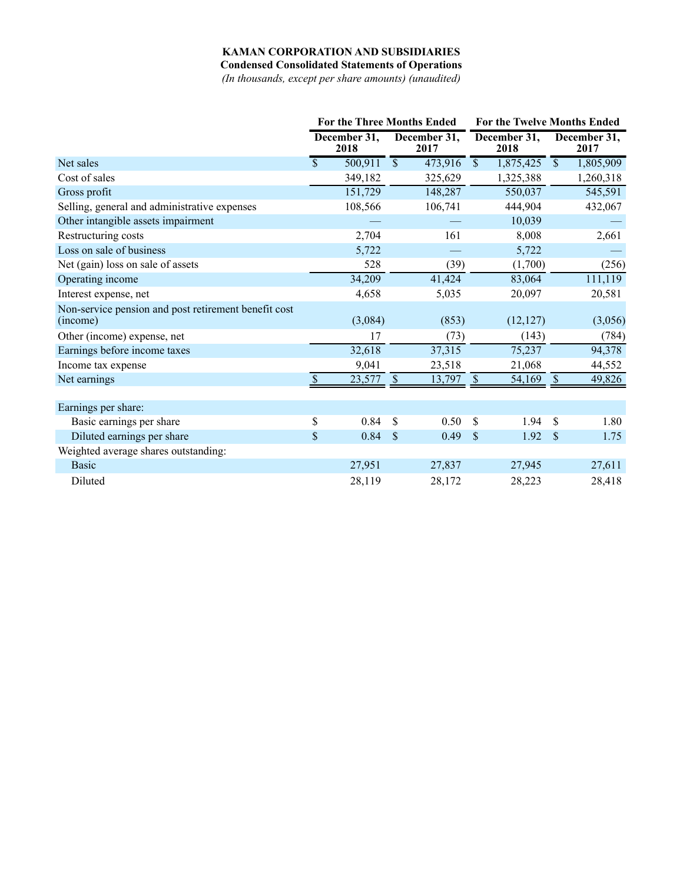**KAMAN CORPORATION AND SUBSIDIARIES**

**Condensed Consolidated Statements of Operations**

*(In thousands, except per share amounts) (unaudited)*

| | For the Three Months Ended | | For the Twelve Months Ended | |
|---|---|---|---|---|
| | December 31, 2018 | December 31, 2017 | December 31, 2018 | December 31, 2017 |
| Net sales | $ 500,911 | $ 473,916 | $ 1,875,425 | $ 1,805,909 |
| Cost of sales | 349,182 | 325,629 | 1,325,388 | 1,260,318 |
| Gross profit | 151,729 | 148,287 | 550,037 | 545,591 |
| Selling, general and administrative expenses | 108,566 | 106,741 | 444,904 | 432,067 |
| Other intangible assets impairment | — | — | 10,039 | — |
| Restructuring costs | 2,704 | 161 | 8,008 | 2,661 |
| Loss on sale of business | 5,722 | — | 5,722 | — |
| Net (gain) loss on sale of assets | 528 | (39) | (1,700) | (256) |
| Operating income | 34,209 | 41,424 | 83,064 | 111,119 |
| Interest expense, net | 4,658 | 5,035 | 20,097 | 20,581 |
| Non-service pension and post retirement benefit cost (income) | (3,084) | (853) | (12,127) | (3,056) |
| Other (income) expense, net | 17 | (73) | (143) | (784) |
| Earnings before income taxes | 32,618 | 37,315 | 75,237 | 94,378 |
| Income tax expense | 9,041 | 23,518 | 21,068 | 44,552 |
| Net earnings | $ 23,577 | $ 13,797 | $ 54,169 | $ 49,826 |
| | | | | |
| Earnings per share: | | | | |
| Basic earnings per share | $ 0.84 | $ 0.50 | $ 1.94 | $ 1.80 |
| Diluted earnings per share | $ 0.84 | $ 0.49 | $ 1.92 | $ 1.75 |
| Weighted average shares outstanding: | | | | |
| Basic | 27,951 | 27,837 | 27,945 | 27,611 |
| Diluted | 28,119 | 28,172 | 28,223 | 28,418 |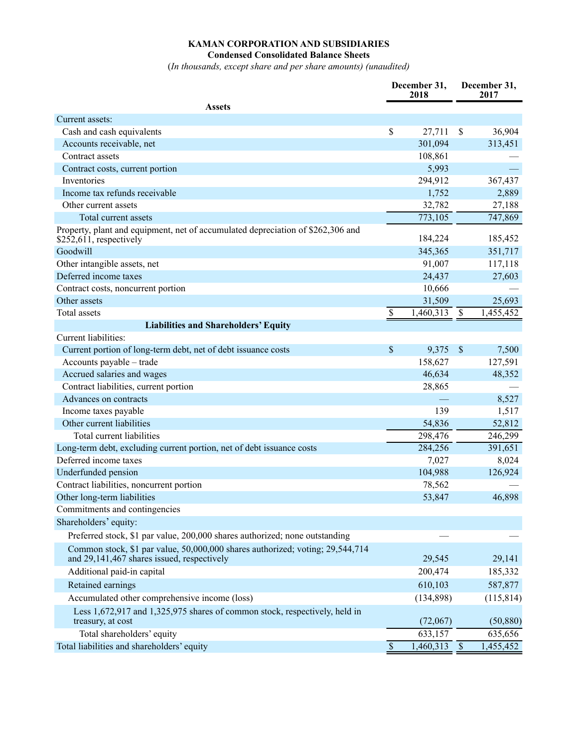**KAMAN CORPORATION AND SUBSIDIARIES**
**Condensed Consolidated Balance Sheets**
*(In thousands, except share and per share amounts) (unaudited)*

| | December 31, 2018 | December 31, 2017 |
|---|---|---|
| **Assets** | | |
| Current assets: | | |
| Cash and cash equivalents | $ 27,711 | $ 36,904 |
| Accounts receivable, net | 301,094 | 313,451 |
| Contract assets | 108,861 | — |
| Contract costs, current portion | 5,993 | — |
| Inventories | 294,912 | 367,437 |
| Income tax refunds receivable | 1,752 | 2,889 |
| Other current assets | 32,782 | 27,188 |
| Total current assets | 773,105 | 747,869 |
| Property, plant and equipment, net of accumulated depreciation of $262,306 and $252,611, respectively | 184,224 | 185,452 |
| Goodwill | 345,365 | 351,717 |
| Other intangible assets, net | 91,007 | 117,118 |
| Deferred income taxes | 24,437 | 27,603 |
| Contract costs, noncurrent portion | 10,666 | — |
| Other assets | 31,509 | 25,693 |
| Total assets | $ 1,460,313 | $ 1,455,452 |
| **Liabilities and Shareholders' Equity** | | |
| Current liabilities: | | |
| Current portion of long-term debt, net of debt issuance costs | $ 9,375 | $ 7,500 |
| Accounts payable – trade | 158,627 | 127,591 |
| Accrued salaries and wages | 46,634 | 48,352 |
| Contract liabilities, current portion | 28,865 | — |
| Advances on contracts | — | 8,527 |
| Income taxes payable | 139 | 1,517 |
| Other current liabilities | 54,836 | 52,812 |
| Total current liabilities | 298,476 | 246,299 |
| Long-term debt, excluding current portion, net of debt issuance costs | 284,256 | 391,651 |
| Deferred income taxes | 7,027 | 8,024 |
| Underfunded pension | 104,988 | 126,924 |
| Contract liabilities, noncurrent portion | 78,562 | — |
| Other long-term liabilities | 53,847 | 46,898 |
| Commitments and contingencies | | |
| Shareholders' equity: | | |
| Preferred stock, $1 par value, 200,000 shares authorized; none outstanding | — | — |
| Common stock, $1 par value, 50,000,000 shares authorized; voting; 29,544,714 and 29,141,467 shares issued, respectively | 29,545 | 29,141 |
| Additional paid-in capital | 200,474 | 185,332 |
| Retained earnings | 610,103 | 587,877 |
| Accumulated other comprehensive income (loss) | (134,898) | (115,814) |
| Less 1,672,917 and 1,325,975 shares of common stock, respectively, held in treasury, at cost | (72,067) | (50,880) |
| Total shareholders' equity | 633,157 | 635,656 |
| Total liabilities and shareholders' equity | $ 1,460,313 | $ 1,455,452 |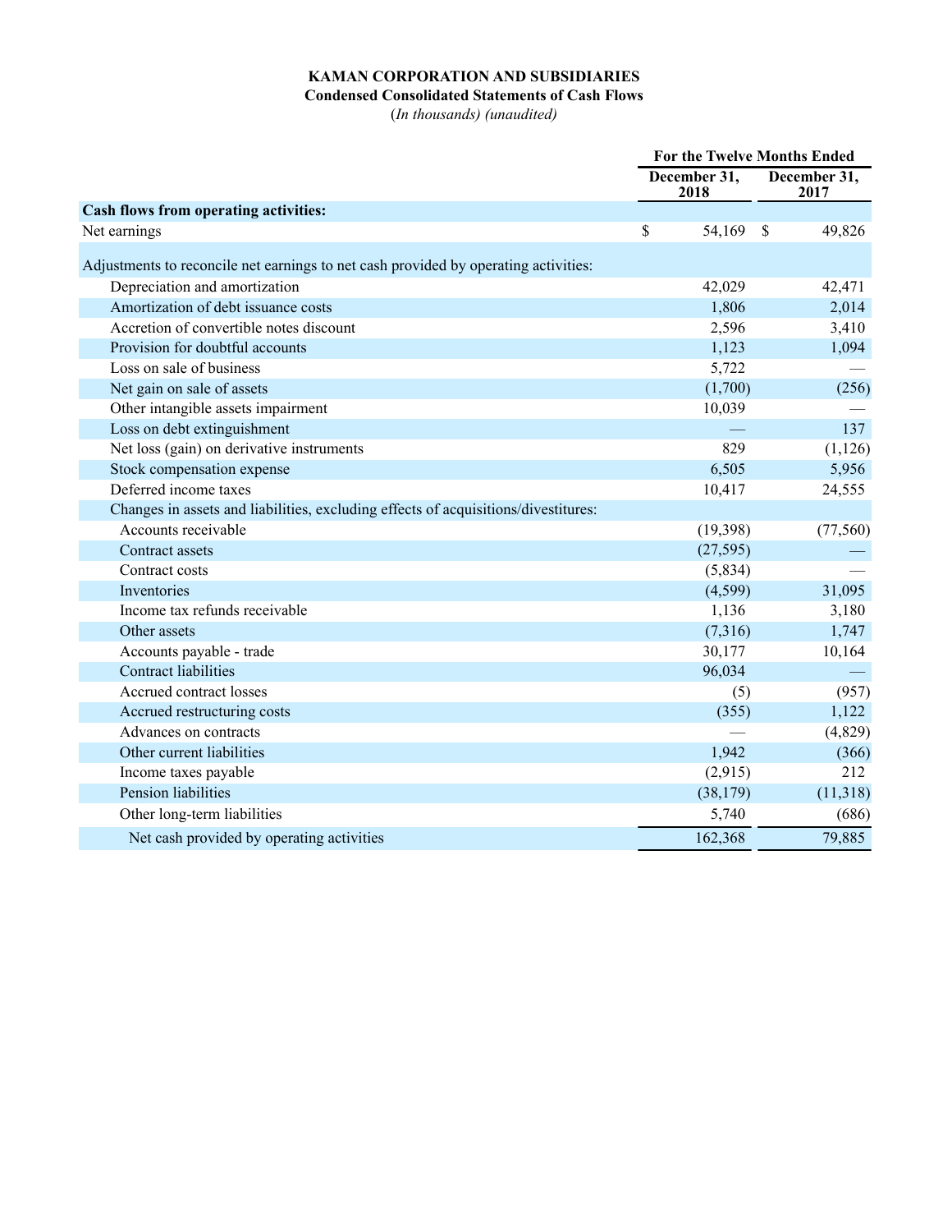**KAMAN CORPORATION AND SUBSIDIARIES**

**Condensed Consolidated Statements of Cash Flows**

(*In thousands) (unaudited)*

| | For the Twelve Months Ended | |
|---|---|---|
| | December 31, 2018 | December 31, 2017 |
| **Cash flows from operating activities:** | | |
| Net earnings | $ 54,169 | $ 49,826 |
| Adjustments to reconcile net earnings to net cash provided by operating activities: | | |
| Depreciation and amortization | 42,029 | 42,471 |
| Amortization of debt issuance costs | 1,806 | 2,014 |
| Accretion of convertible notes discount | 2,596 | 3,410 |
| Provision for doubtful accounts | 1,123 | 1,094 |
| Loss on sale of business | 5,722 | — |
| Net gain on sale of assets | (1,700) | (256) |
| Other intangible assets impairment | 10,039 | — |
| Loss on debt extinguishment | — | 137 |
| Net loss (gain) on derivative instruments | 829 | (1,126) |
| Stock compensation expense | 6,505 | 5,956 |
| Deferred income taxes | 10,417 | 24,555 |
| Changes in assets and liabilities, excluding effects of acquisitions/divestitures: | | |
| Accounts receivable | (19,398) | (77,560) |
| Contract assets | (27,595) | — |
| Contract costs | (5,834) | — |
| Inventories | (4,599) | 31,095 |
| Income tax refunds receivable | 1,136 | 3,180 |
| Other assets | (7,316) | 1,747 |
| Accounts payable - trade | 30,177 | 10,164 |
| Contract liabilities | 96,034 | — |
| Accrued contract losses | (5) | (957) |
| Accrued restructuring costs | (355) | 1,122 |
| Advances on contracts | — | (4,829) |
| Other current liabilities | 1,942 | (366) |
| Income taxes payable | (2,915) | 212 |
| Pension liabilities | (38,179) | (11,318) |
| Other long-term liabilities | 5,740 | (686) |
| Net cash provided by operating activities | 162,368 | 79,885 |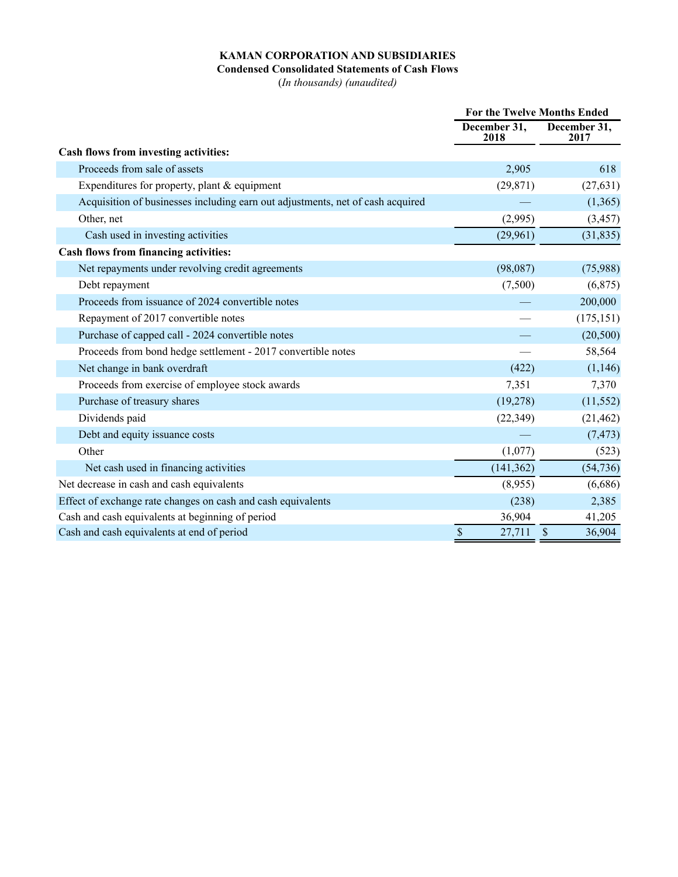**KAMAN CORPORATION AND SUBSIDIARIES**
**Condensed Consolidated Statements of Cash Flows**
*(In thousands) (unaudited)*

| | For the Twelve Months Ended | |
|---|---|---|
| | December 31, 2018 | December 31, 2017 |
| **Cash flows from investing activities:** | | |
| Proceeds from sale of assets | 2,905 | 618 |
| Expenditures for property, plant & equipment | (29,871) | (27,631) |
| Acquisition of businesses including earn out adjustments, net of cash acquired | — | (1,365) |
| Other, net | (2,995) | (3,457) |
| Cash used in investing activities | (29,961) | (31,835) |
| **Cash flows from financing activities:** | | |
| Net repayments under revolving credit agreements | (98,087) | (75,988) |
| Debt repayment | (7,500) | (6,875) |
| Proceeds from issuance of 2024 convertible notes | — | 200,000 |
| Repayment of 2017 convertible notes | — | (175,151) |
| Purchase of capped call - 2024 convertible notes | — | (20,500) |
| Proceeds from bond hedge settlement - 2017 convertible notes | — | 58,564 |
| Net change in bank overdraft | (422) | (1,146) |
| Proceeds from exercise of employee stock awards | 7,351 | 7,370 |
| Purchase of treasury shares | (19,278) | (11,552) |
| Dividends paid | (22,349) | (21,462) |
| Debt and equity issuance costs | — | (7,473) |
| Other | (1,077) | (523) |
| Net cash used in financing activities | (141,362) | (54,736) |
| Net decrease in cash and cash equivalents | (8,955) | (6,686) |
| Effect of exchange rate changes on cash and cash equivalents | (238) | 2,385 |
| Cash and cash equivalents at beginning of period | 36,904 | 41,205 |
| Cash and cash equivalents at end of period | $ 27,711 | $ 36,904 |